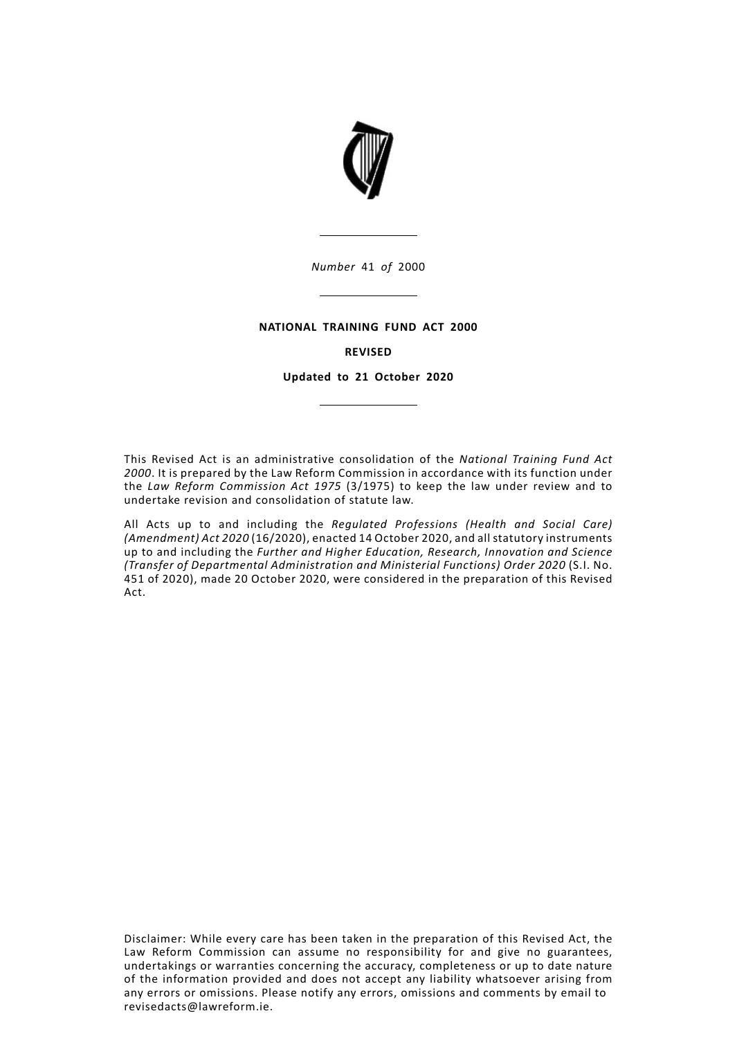*Number* 41 *of* 2000

---

**NATIONAL TRAINING FUND ACT 2000**

**REVISED**

**Updated to 21 October 2020**

---

This Revised Act is an administrative consolidation of the *National Training Fund Act 2000*. It is prepared by the Law Reform Commission in accordance with its function under the *Law Reform Commission Act 1975* (3/1975) to keep the law under review and to undertake revision and consolidation of statute law.

All Acts up to and including the *Regulated Professions (Health and Social Care) (Amendment) Act 2020* (16/2020), enacted 14 October 2020, and all statutory instruments up to and including the *Further and Higher Education, Research, Innovation and Science (Transfer of Departmental Administration and Ministerial Functions) Order 2020* (S.I. No. 451 of 2020), made 20 October 2020, were considered in the preparation of this Revised Act.

Disclaimer: While every care has been taken in the preparation of this Revised Act, the Law Reform Commission can assume no responsibility for and give no guarantees, undertakings or warranties concerning the accuracy, completeness or up to date nature of the information provided and does not accept any liability whatsoever arising from any errors or omissions. Please notify any errors, omissions and comments by email to revisedacts@lawreform.ie.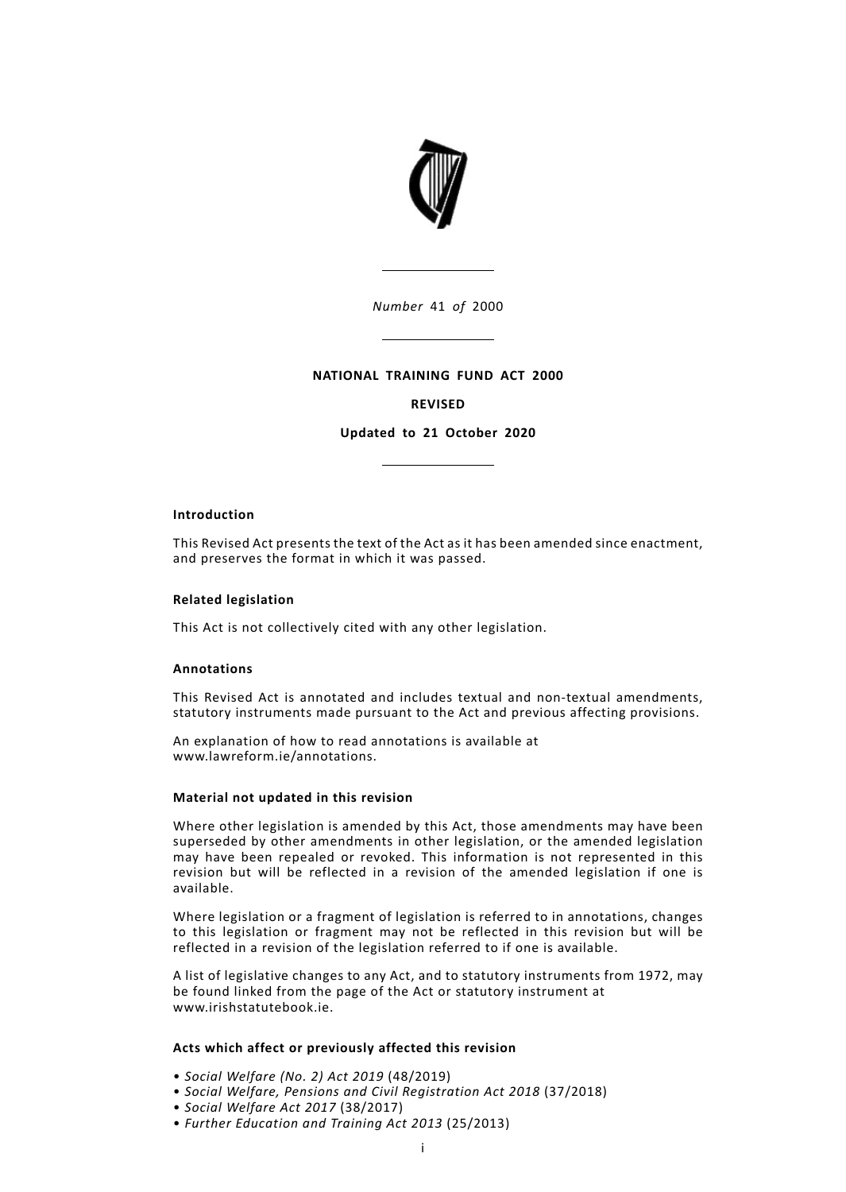*Number* 41 *of* 2000

**NATIONAL TRAINING FUND ACT 2000**

**REVISED**

**Updated to 21 October 2020**

### Introduction

This Revised Act presents the text of the Act as it has been amended since enactment, and preserves the format in which it was passed.

### Related legislation

This Act is not collectively cited with any other legislation.

### Annotations

This Revised Act is annotated and includes textual and non-textual amendments, statutory instruments made pursuant to the Act and previous affecting provisions.

An explanation of how to read annotations is available at www.lawreform.ie/annotations.

### Material not updated in this revision

Where other legislation is amended by this Act, those amendments may have been superseded by other amendments in other legislation, or the amended legislation may have been repealed or revoked. This information is not represented in this revision but will be reflected in a revision of the amended legislation if one is available.

Where legislation or a fragment of legislation is referred to in annotations, changes to this legislation or fragment may not be reflected in this revision but will be reflected in a revision of the legislation referred to if one is available.

A list of legislative changes to any Act, and to statutory instruments from 1972, may be found linked from the page of the Act or statutory instrument at www.irishstatutebook.ie.

### Acts which affect or previously affected this revision

- *Social Welfare (No. 2) Act 2019* (48/2019)
- *Social Welfare, Pensions and Civil Registration Act 2018* (37/2018)
- *Social Welfare Act 2017* (38/2017)
- *Further Education and Training Act 2013* (25/2013)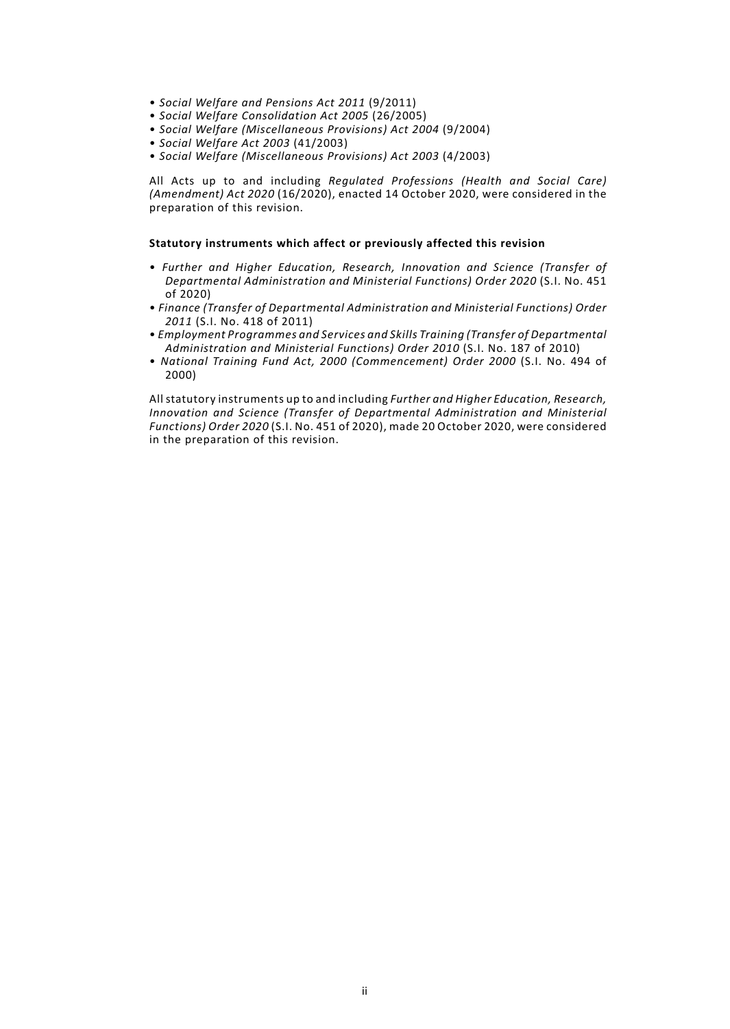- *Social Welfare and Pensions Act 2011* (9/2011)
- *Social Welfare Consolidation Act 2005* (26/2005)
- *Social Welfare (Miscellaneous Provisions) Act 2004* (9/2004)
- *Social Welfare Act 2003* (41/2003)
- *Social Welfare (Miscellaneous Provisions) Act 2003* (4/2003)

All Acts up to and including *Regulated Professions (Health and Social Care) (Amendment) Act 2020* (16/2020), enacted 14 October 2020, were considered in the preparation of this revision.

**Statutory instruments which affect or previously affected this revision**

- *Further and Higher Education, Research, Innovation and Science (Transfer of Departmental Administration and Ministerial Functions) Order 2020* (S.I. No. 451 of 2020)
- *Finance (Transfer of Departmental Administration and Ministerial Functions) Order 2011* (S.I. No. 418 of 2011)
- *Employment Programmes and Services and Skills Training (Transfer of Departmental Administration and Ministerial Functions) Order 2010* (S.I. No. 187 of 2010)
- *National Training Fund Act, 2000 (Commencement) Order 2000* (S.I. No. 494 of 2000)

All statutory instruments up to and including *Further and Higher Education, Research, Innovation and Science (Transfer of Departmental Administration and Ministerial Functions) Order 2020* (S.I. No. 451 of 2020), made 20 October 2020, were considered in the preparation of this revision.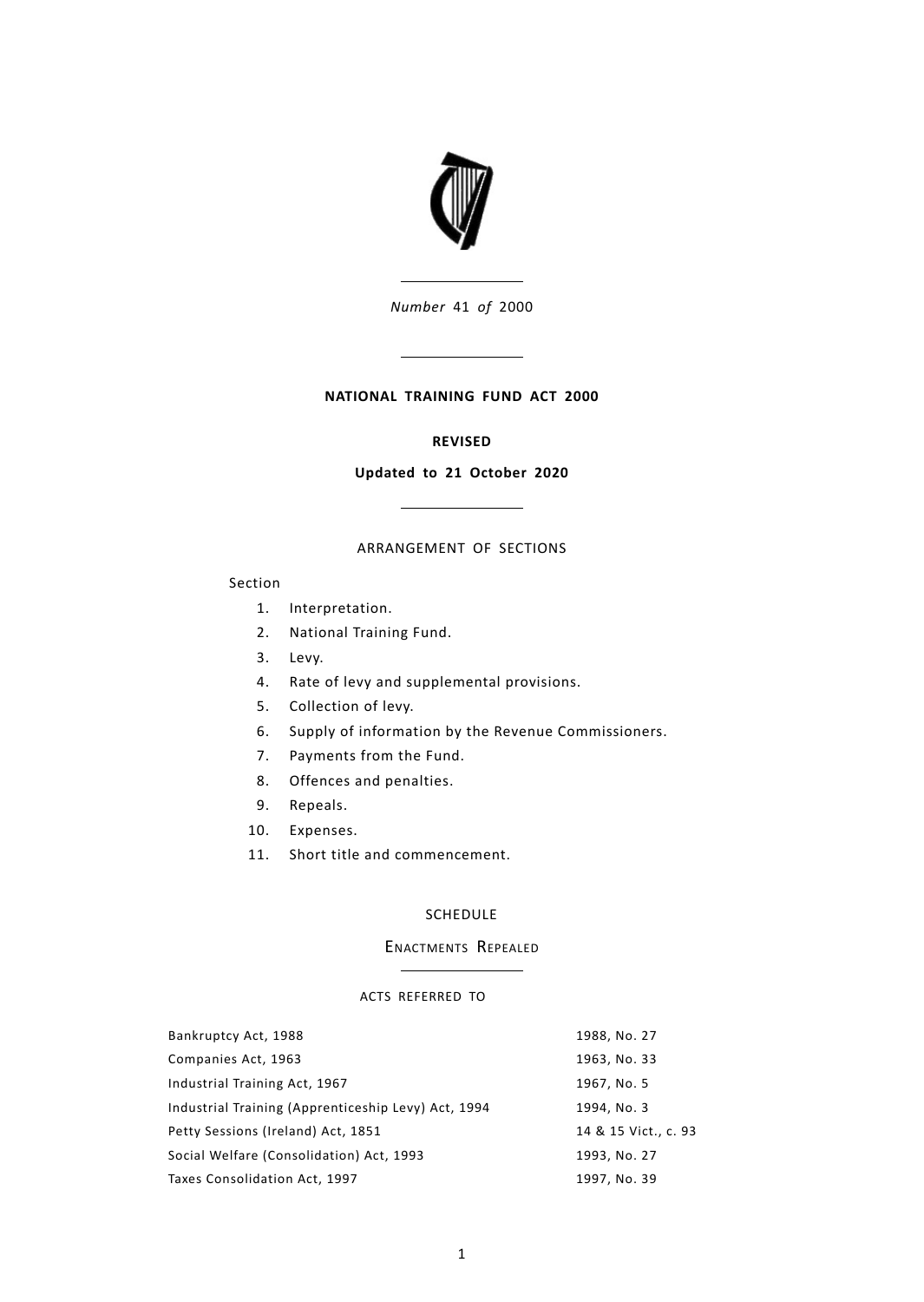*Number* 41 *of* 2000

**NATIONAL TRAINING FUND ACT 2000**

**REVISED**

**Updated to 21 October 2020**

ARRANGEMENT OF SECTIONS

Section

1. Interpretation.
2. National Training Fund.
3. Levy.
4. Rate of levy and supplemental provisions.
5. Collection of levy.
6. Supply of information by the Revenue Commissioners.
7. Payments from the Fund.
8. Offences and penalties.
9. Repeals.
10. Expenses.
11. Short title and commencement.

SCHEDULE

ENACTMENTS REPEALED

ACTS REFERRED TO

| | |
|---|---|
| Bankruptcy Act, 1988 | 1988, No. 27 |
| Companies Act, 1963 | 1963, No. 33 |
| Industrial Training Act, 1967 | 1967, No. 5 |
| Industrial Training (Apprenticeship Levy) Act, 1994 | 1994, No. 3 |
| Petty Sessions (Ireland) Act, 1851 | 14 & 15 Vict., c. 93 |
| Social Welfare (Consolidation) Act, 1993 | 1993, No. 27 |
| Taxes Consolidation Act, 1997 | 1997, No. 39 |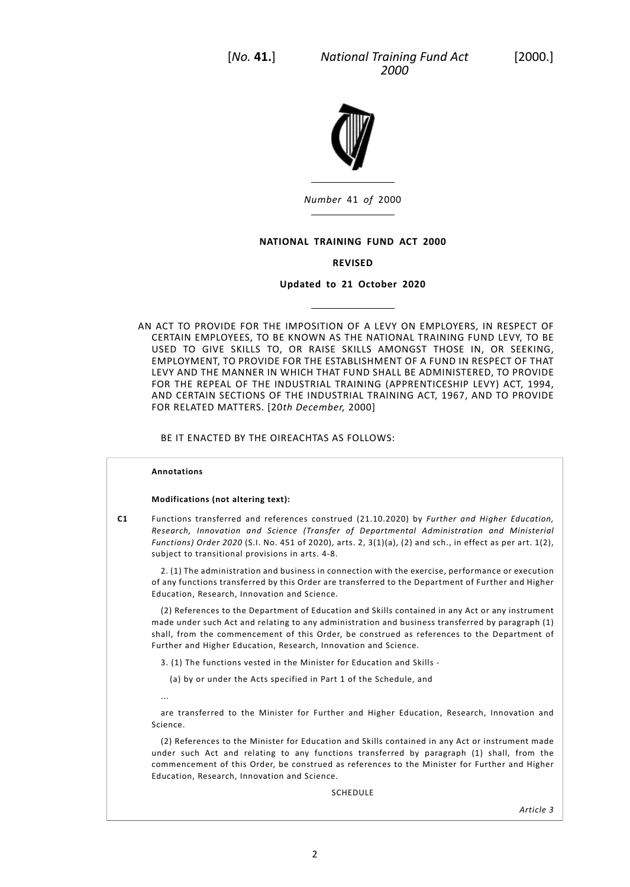*Number* 41 *of* 2000

**NATIONAL TRAINING FUND ACT 2000**

**REVISED**

**Updated to 21 October 2020**

AN ACT TO PROVIDE FOR THE IMPOSITION OF A LEVY ON EMPLOYERS, IN RESPECT OF CERTAIN EMPLOYEES, TO BE KNOWN AS THE NATIONAL TRAINING FUND LEVY, TO BE USED TO GIVE SKILLS TO, OR RAISE SKILLS AMONGST THOSE IN, OR SEEKING, EMPLOYMENT, TO PROVIDE FOR THE ESTABLISHMENT OF A FUND IN RESPECT OF THAT LEVY AND THE MANNER IN WHICH THAT FUND SHALL BE ADMINISTERED, TO PROVIDE FOR THE REPEAL OF THE INDUSTRIAL TRAINING (APPRENTICESHIP LEVY) ACT, 1994, AND CERTAIN SECTIONS OF THE INDUSTRIAL TRAINING ACT, 1967, AND TO PROVIDE FOR RELATED MATTERS. [20*th December,* 2000]

BE IT ENACTED BY THE OIREACHTAS AS FOLLOWS:

**Annotations**

**Modifications (not altering text):**

**C1** Functions transferred and references construed (21.10.2020) by *Further and Higher Education, Research, Innovation and Science (Transfer of Departmental Administration and Ministerial Functions) Order 2020* (S.I. No. 451 of 2020), arts. 2, 3(1)(a), (2) and sch., in effect as per art. 1(2), subject to transitional provisions in arts. 4-8.

2. (1) The administration and business in connection with the exercise, performance or execution of any functions transferred by this Order are transferred to the Department of Further and Higher Education, Research, Innovation and Science.

(2) References to the Department of Education and Skills contained in any Act or any instrument made under such Act and relating to any administration and business transferred by paragraph (1) shall, from the commencement of this Order, be construed as references to the Department of Further and Higher Education, Research, Innovation and Science.

3. (1) The functions vested in the Minister for Education and Skills -

(a) by or under the Acts specified in Part 1 of the Schedule, and

...

are transferred to the Minister for Further and Higher Education, Research, Innovation and Science.

(2) References to the Minister for Education and Skills contained in any Act or instrument made under such Act and relating to any functions transferred by paragraph (1) shall, from the commencement of this Order, be construed as references to the Minister for Further and Higher Education, Research, Innovation and Science.

SCHEDULE

*Article 3*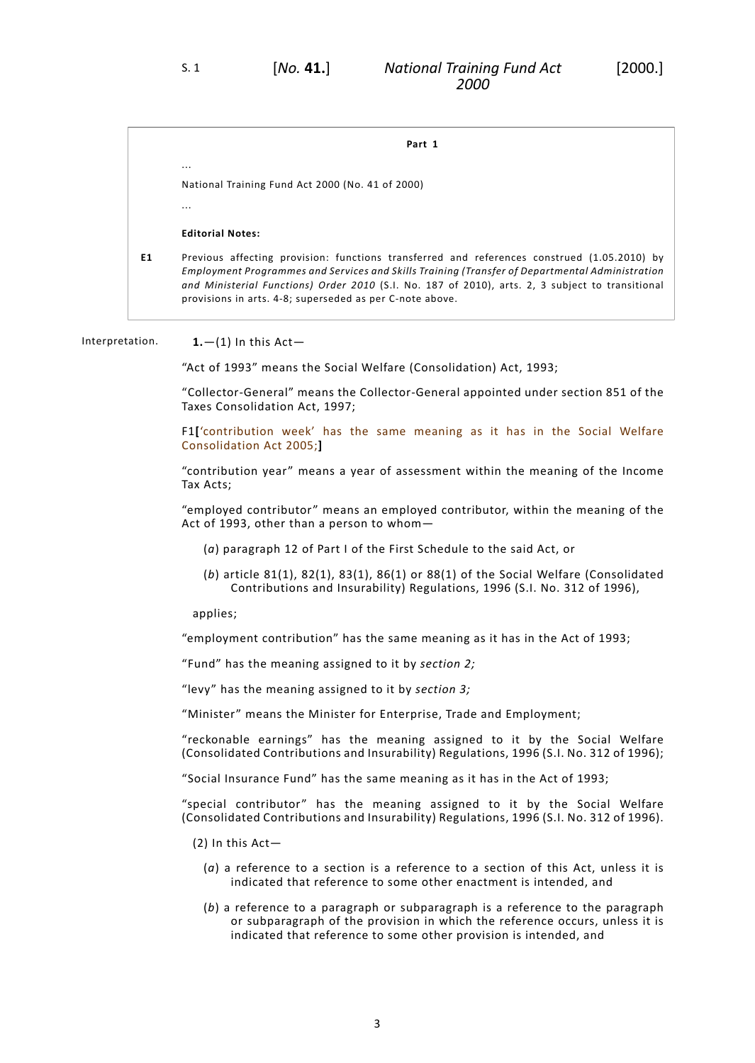**Part 1**

...

National Training Fund Act 2000 (No. 41 of 2000)

...

**Editorial Notes:**

**E1** Previous affecting provision: functions transferred and references construed (1.05.2010) by *Employment Programmes and Services and Skills Training (Transfer of Departmental Administration and Ministerial Functions) Order 2010* (S.I. No. 187 of 2010), arts. 2, 3 subject to transitional provisions in arts. 4-8; superseded as per C-note above.

Interpretation.

**1.**—(1) In this Act—

"Act of 1993" means the Social Welfare (Consolidation) Act, 1993;

"Collector-General" means the Collector-General appointed under section 851 of the Taxes Consolidation Act, 1997;

F1**[**'contribution week' has the same meaning as it has in the Social Welfare Consolidation Act 2005;**]**

"contribution year" means a year of assessment within the meaning of the Income Tax Acts;

"employed contributor" means an employed contributor, within the meaning of the Act of 1993, other than a person to whom—

(*a*) paragraph 12 of Part I of the First Schedule to the said Act, or

(*b*) article 81(1), 82(1), 83(1), 86(1) or 88(1) of the Social Welfare (Consolidated Contributions and Insurability) Regulations, 1996 (S.I. No. 312 of 1996),

applies;

"employment contribution" has the same meaning as it has in the Act of 1993;

"Fund" has the meaning assigned to it by *section 2;*

"levy" has the meaning assigned to it by *section 3;*

"Minister" means the Minister for Enterprise, Trade and Employment;

"reckonable earnings" has the meaning assigned to it by the Social Welfare (Consolidated Contributions and Insurability) Regulations, 1996 (S.I. No. 312 of 1996);

"Social Insurance Fund" has the same meaning as it has in the Act of 1993;

"special contributor" has the meaning assigned to it by the Social Welfare (Consolidated Contributions and Insurability) Regulations, 1996 (S.I. No. 312 of 1996).

(2) In this Act—

(*a*) a reference to a section is a reference to a section of this Act, unless it is indicated that reference to some other enactment is intended, and

(*b*) a reference to a paragraph or subparagraph is a reference to the paragraph or subparagraph of the provision in which the reference occurs, unless it is indicated that reference to some other provision is intended, and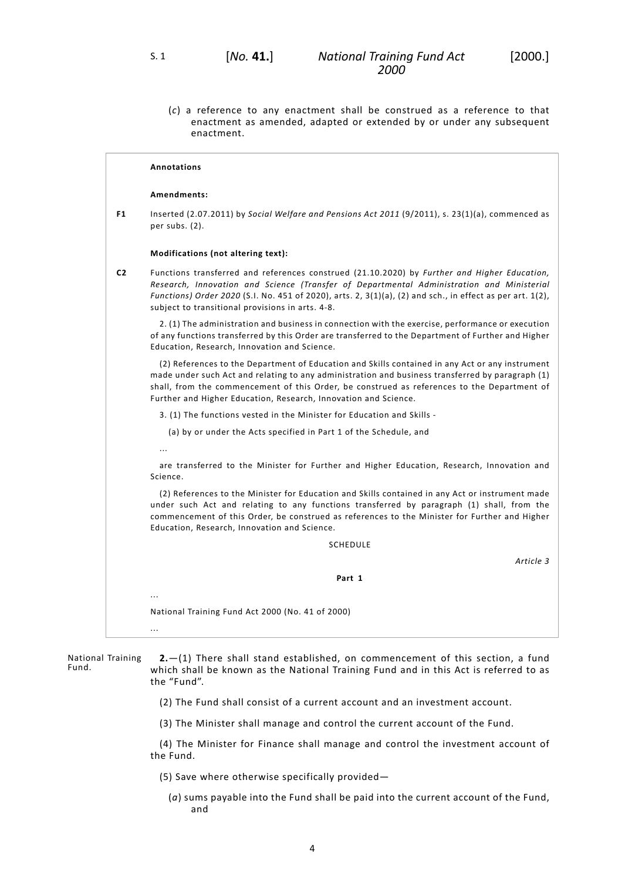(*c*) a reference to any enactment shall be construed as a reference to that enactment as amended, adapted or extended by or under any subsequent enactment.

> **Annotations**
>
> **Amendments:**
>
> **F1** Inserted (2.07.2011) by *Social Welfare and Pensions Act 2011* (9/2011), s. 23(1)(a), commenced as per subs. (2).
>
> **Modifications (not altering text):**
>
> **C2** Functions transferred and references construed (21.10.2020) by *Further and Higher Education, Research, Innovation and Science (Transfer of Departmental Administration and Ministerial Functions) Order 2020* (S.I. No. 451 of 2020), arts. 2, 3(1)(a), (2) and sch., in effect as per art. 1(2), subject to transitional provisions in arts. 4-8.
>
> 2. (1) The administration and business in connection with the exercise, performance or execution of any functions transferred by this Order are transferred to the Department of Further and Higher Education, Research, Innovation and Science.
>
> (2) References to the Department of Education and Skills contained in any Act or any instrument made under such Act and relating to any administration and business transferred by paragraph (1) shall, from the commencement of this Order, be construed as references to the Department of Further and Higher Education, Research, Innovation and Science.
>
> 3. (1) The functions vested in the Minister for Education and Skills -
>
> (a) by or under the Acts specified in Part 1 of the Schedule, and
>
> ...
>
> are transferred to the Minister for Further and Higher Education, Research, Innovation and Science.
>
> (2) References to the Minister for Education and Skills contained in any Act or instrument made under such Act and relating to any functions transferred by paragraph (1) shall, from the commencement of this Order, be construed as references to the Minister for Further and Higher Education, Research, Innovation and Science.
>
> SCHEDULE
>
> *Article 3*
>
> **Part 1**
>
> ...
>
> National Training Fund Act 2000 (No. 41 of 2000)
>
> ...

National Training Fund.

**2.**—(1) There shall stand established, on commencement of this section, a fund which shall be known as the National Training Fund and in this Act is referred to as the "Fund".

(2) The Fund shall consist of a current account and an investment account.

(3) The Minister shall manage and control the current account of the Fund.

(4) The Minister for Finance shall manage and control the investment account of the Fund.

(5) Save where otherwise specifically provided—

(*a*) sums payable into the Fund shall be paid into the current account of the Fund, and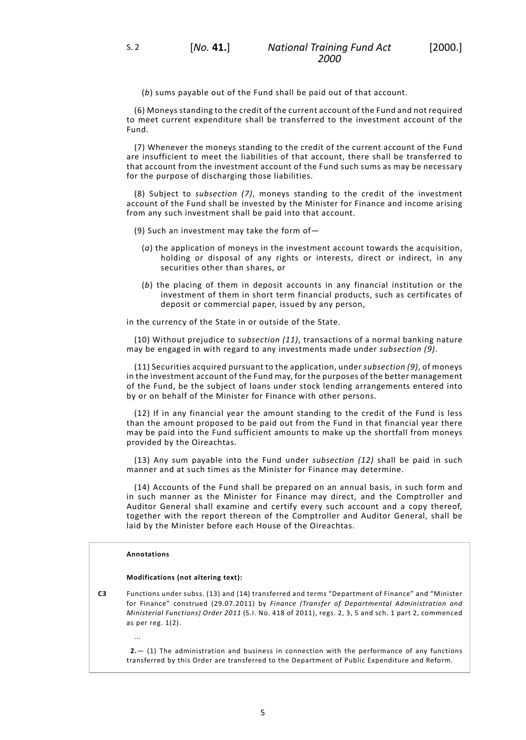(*b*) sums payable out of the Fund shall be paid out of that account.

(6) Moneys standing to the credit of the current account of the Fund and not required to meet current expenditure shall be transferred to the investment account of the Fund.

(7) Whenever the moneys standing to the credit of the current account of the Fund are insufficient to meet the liabilities of that account, there shall be transferred to that account from the investment account of the Fund such sums as may be necessary for the purpose of discharging those liabilities.

(8) Subject to *subsection (7)*, moneys standing to the credit of the investment account of the Fund shall be invested by the Minister for Finance and income arising from any such investment shall be paid into that account.

(9) Such an investment may take the form of—

(*a*) the application of moneys in the investment account towards the acquisition, holding or disposal of any rights or interests, direct or indirect, in any securities other than shares, or

(*b*) the placing of them in deposit accounts in any financial institution or the investment of them in short term financial products, such as certificates of deposit or commercial paper, issued by any person,

in the currency of the State in or outside of the State.

(10) Without prejudice to *subsection (11)*, transactions of a normal banking nature may be engaged in with regard to any investments made under *subsection (9)*.

(11) Securities acquired pursuant to the application, under *subsection (9)*, of moneys in the investment account of the Fund may, for the purposes of the better management of the Fund, be the subject of loans under stock lending arrangements entered into by or on behalf of the Minister for Finance with other persons.

(12) If in any financial year the amount standing to the credit of the Fund is less than the amount proposed to be paid out from the Fund in that financial year there may be paid into the Fund sufficient amounts to make up the shortfall from moneys provided by the Oireachtas.

(13) Any sum payable into the Fund under *subsection (12)* shall be paid in such manner and at such times as the Minister for Finance may determine.

(14) Accounts of the Fund shall be prepared on an annual basis, in such form and in such manner as the Minister for Finance may direct, and the Comptroller and Auditor General shall examine and certify every such account and a copy thereof, together with the report thereon of the Comptroller and Auditor General, shall be laid by the Minister before each House of the Oireachtas.

**Annotations**

**Modifications (not altering text):**

**C3** Functions under subss. (13) and (14) transferred and terms "Department of Finance" and "Minister for Finance" construed (29.07.2011) by *Finance (Transfer of Departmental Administration and Ministerial Functions) Order 2011* (S.I. No. 418 of 2011), regs. 2, 3, 5 and sch. 1 part 2, commenced as per reg. 1(2).

...

**2.**— (1) The administration and business in connection with the performance of any functions transferred by this Order are transferred to the Department of Public Expenditure and Reform.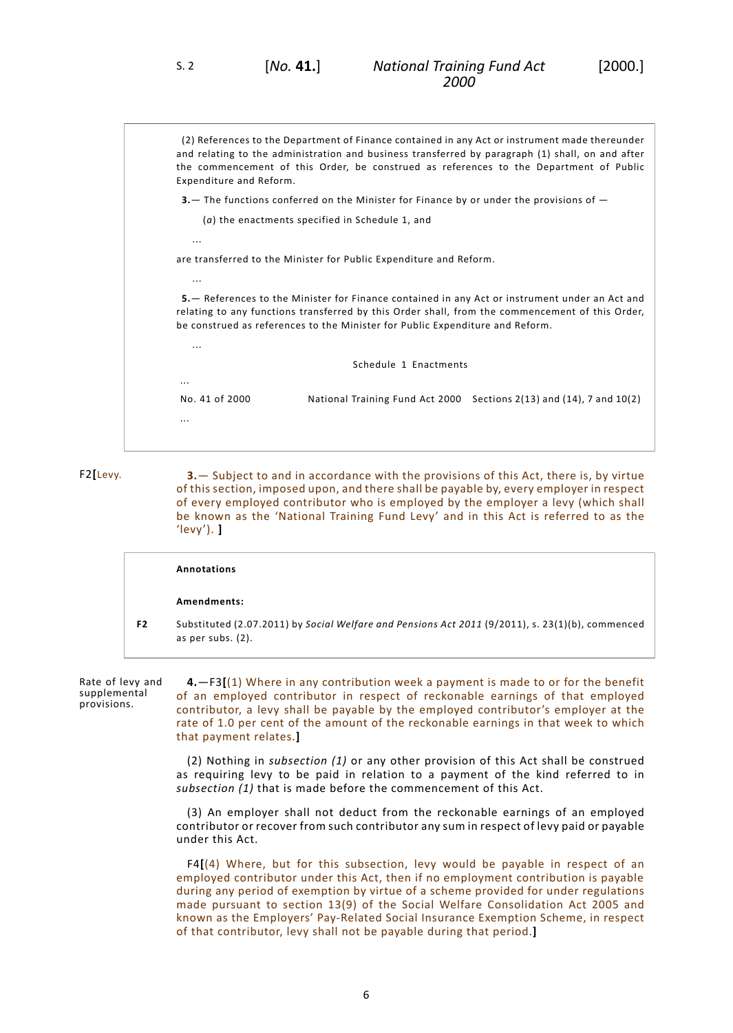(2) References to the Department of Finance contained in any Act or instrument made thereunder and relating to the administration and business transferred by paragraph (1) shall, on and after the commencement of this Order, be construed as references to the Department of Public Expenditure and Reform.

**3.**— The functions conferred on the Minister for Finance by or under the provisions of —

(*a*) the enactments specified in Schedule 1, and

...

are transferred to the Minister for Public Expenditure and Reform.

...

**5.**— References to the Minister for Finance contained in any Act or instrument under an Act and relating to any functions transferred by this Order shall, from the commencement of this Order, be construed as references to the Minister for Public Expenditure and Reform.

...

Schedule 1 Enactments

...

| No. 41 of 2000 | National Training Fund Act 2000 | Sections 2(13) and (14), 7 and 10(2) |
|---|---|---|

...

F2[Levy.

**3.**— Subject to and in accordance with the provisions of this Act, there is, by virtue of this section, imposed upon, and there shall be payable by, every employer in respect of every employed contributor who is employed by the employer a levy (which shall be known as the 'National Training Fund Levy' and in this Act is referred to as the 'levy'). ]

**Annotations**

**Amendments:**

**F2** Substituted (2.07.2011) by *Social Welfare and Pensions Act 2011* (9/2011), s. 23(1)(b), commenced as per subs. (2).

Rate of levy and supplemental provisions.

**4.**—F3[(1) Where in any contribution week a payment is made to or for the benefit of an employed contributor in respect of reckonable earnings of that employed contributor, a levy shall be payable by the employed contributor's employer at the rate of 1.0 per cent of the amount of the reckonable earnings in that week to which that payment relates.]

(2) Nothing in *subsection (1)* or any other provision of this Act shall be construed as requiring levy to be paid in relation to a payment of the kind referred to in *subsection (1)* that is made before the commencement of this Act.

(3) An employer shall not deduct from the reckonable earnings of an employed contributor or recover from such contributor any sum in respect of levy paid or payable under this Act.

F4[(4) Where, but for this subsection, levy would be payable in respect of an employed contributor under this Act, then if no employment contribution is payable during any period of exemption by virtue of a scheme provided for under regulations made pursuant to section 13(9) of the Social Welfare Consolidation Act 2005 and known as the Employers' Pay-Related Social Insurance Exemption Scheme, in respect of that contributor, levy shall not be payable during that period.]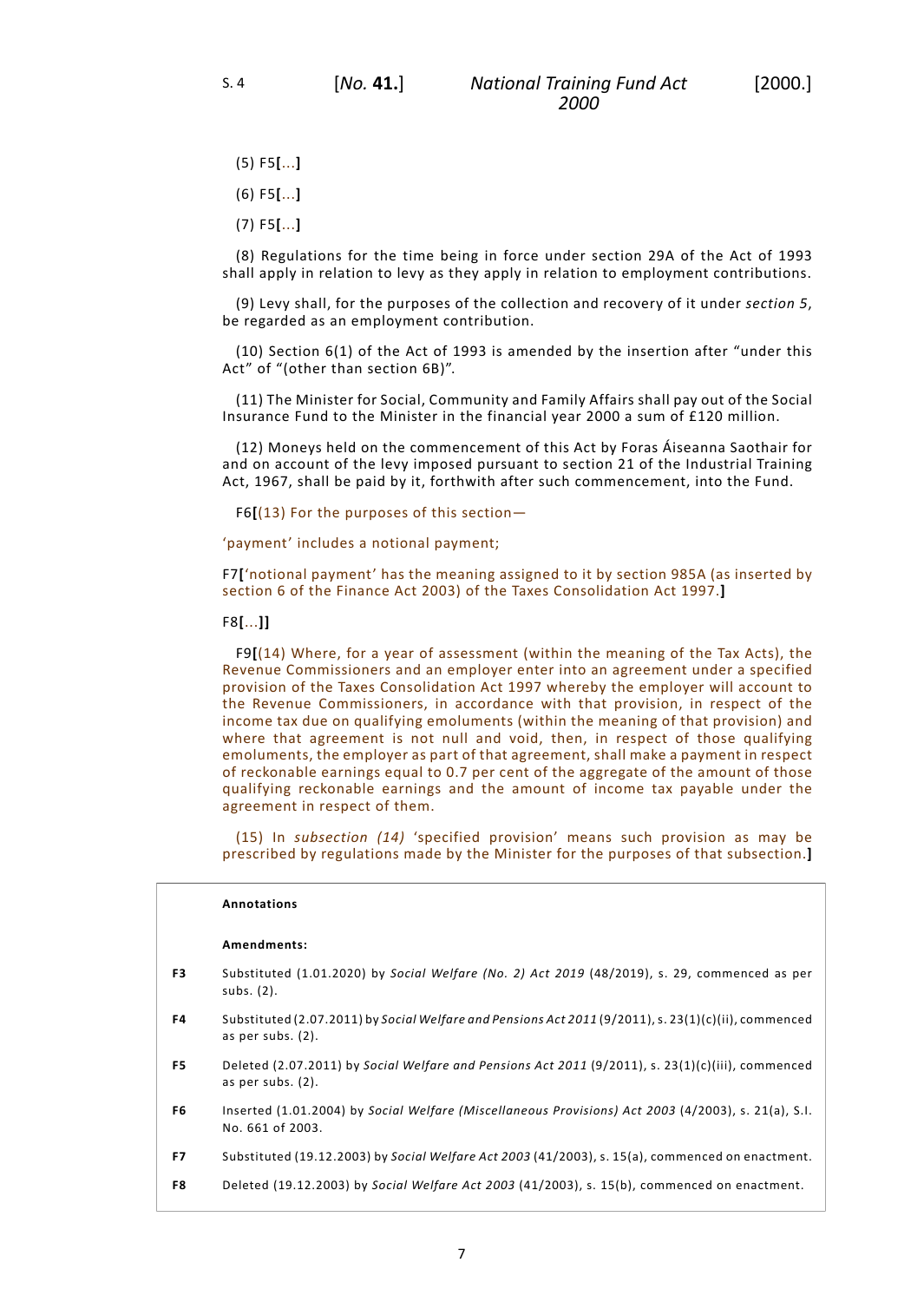(5) F5[...]

(6) F5[...]

(7) F5[...]

(8) Regulations for the time being in force under section 29A of the Act of 1993 shall apply in relation to levy as they apply in relation to employment contributions.

(9) Levy shall, for the purposes of the collection and recovery of it under *section 5*, be regarded as an employment contribution.

(10) Section 6(1) of the Act of 1993 is amended by the insertion after "under this Act" of "(other than section 6B)".

(11) The Minister for Social, Community and Family Affairs shall pay out of the Social Insurance Fund to the Minister in the financial year 2000 a sum of £120 million.

(12) Moneys held on the commencement of this Act by Foras Áiseanna Saothair for and on account of the levy imposed pursuant to section 21 of the Industrial Training Act, 1967, shall be paid by it, forthwith after such commencement, into the Fund.

F6**[**(13) For the purposes of this section—

'payment' includes a notional payment;

F7**[**'notional payment' has the meaning assigned to it by section 985A (as inserted by section 6 of the Finance Act 2003) of the Taxes Consolidation Act 1997.**]**

F8**[**...**]]**

F9**[**(14) Where, for a year of assessment (within the meaning of the Tax Acts), the Revenue Commissioners and an employer enter into an agreement under a specified provision of the Taxes Consolidation Act 1997 whereby the employer will account to the Revenue Commissioners, in accordance with that provision, in respect of the income tax due on qualifying emoluments (within the meaning of that provision) and where that agreement is not null and void, then, in respect of those qualifying emoluments, the employer as part of that agreement, shall make a payment in respect of reckonable earnings equal to 0.7 per cent of the aggregate of the amount of those qualifying reckonable earnings and the amount of income tax payable under the agreement in respect of them.

(15) In *subsection (14)* 'specified provision' means such provision as may be prescribed by regulations made by the Minister for the purposes of that subsection.**]**

**Annotations**

**Amendments:**

| | |
|---|---|
| **F3** | Substituted (1.01.2020) by *Social Welfare (No. 2) Act 2019* (48/2019), s. 29, commenced as per subs. (2). |
| **F4** | Substituted (2.07.2011) by *Social Welfare and Pensions Act 2011* (9/2011), s. 23(1)(c)(ii), commenced as per subs. (2). |
| **F5** | Deleted (2.07.2011) by *Social Welfare and Pensions Act 2011* (9/2011), s. 23(1)(c)(iii), commenced as per subs. (2). |
| **F6** | Inserted (1.01.2004) by *Social Welfare (Miscellaneous Provisions) Act 2003* (4/2003), s. 21(a), S.I. No. 661 of 2003. |
| **F7** | Substituted (19.12.2003) by *Social Welfare Act 2003* (41/2003), s. 15(a), commenced on enactment. |
| **F8** | Deleted (19.12.2003) by *Social Welfare Act 2003* (41/2003), s. 15(b), commenced on enactment. |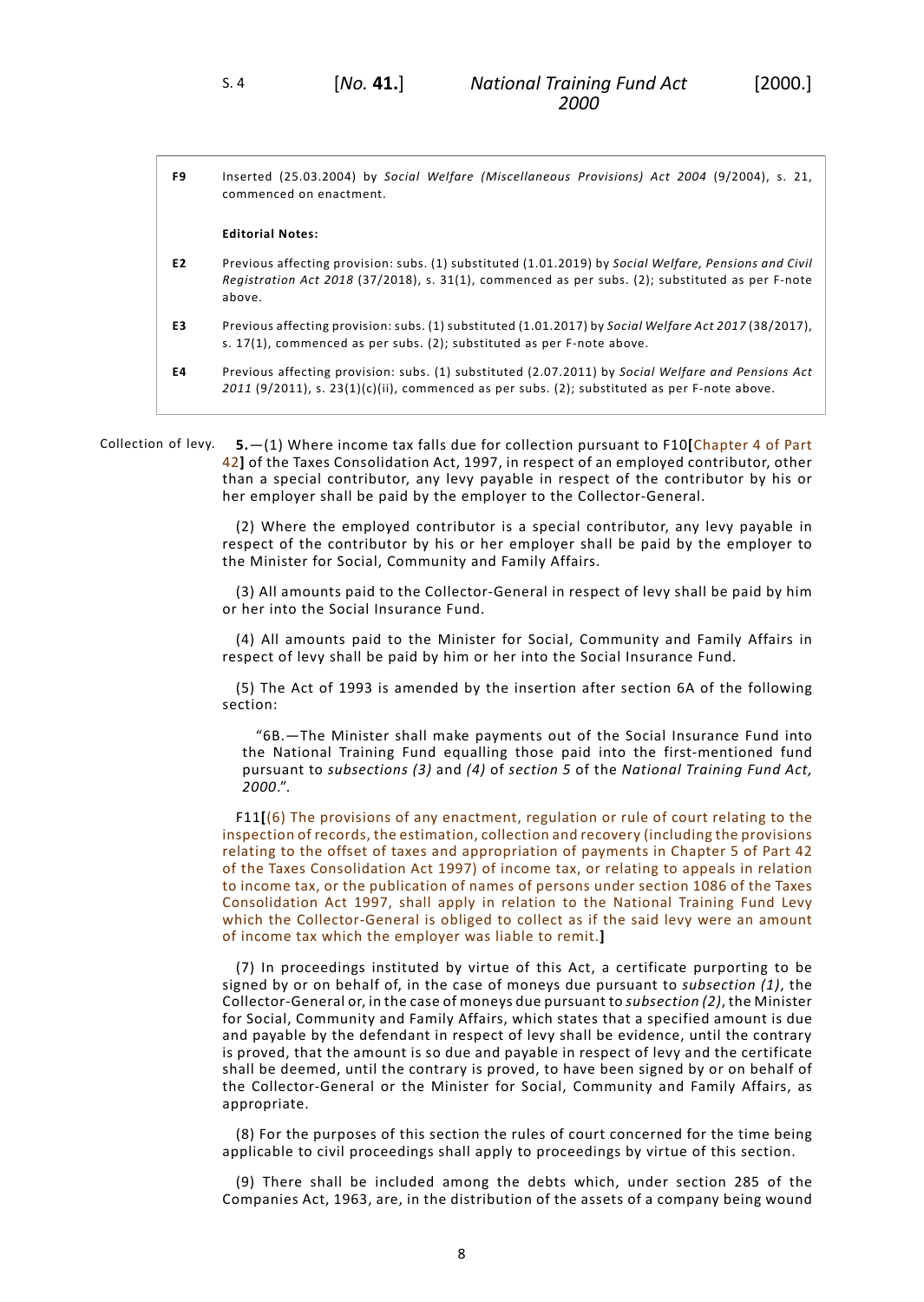F9 Inserted (25.03.2004) by *Social Welfare (Miscellaneous Provisions) Act 2004* (9/2004), s. 21, commenced on enactment.

**Editorial Notes:**

E2 Previous affecting provision: subs. (1) substituted (1.01.2019) by *Social Welfare, Pensions and Civil Registration Act 2018* (37/2018), s. 31(1), commenced as per subs. (2); substituted as per F-note above.

E3 Previous affecting provision: subs. (1) substituted (1.01.2017) by *Social Welfare Act 2017* (38/2017), s. 17(1), commenced as per subs. (2); substituted as per F-note above.

E4 Previous affecting provision: subs. (1) substituted (2.07.2011) by *Social Welfare and Pensions Act 2011* (9/2011), s. 23(1)(c)(ii), commenced as per subs. (2); substituted as per F-note above.

Collection of levy.

**5.**—(1) Where income tax falls due for collection pursuant to F10[Chapter 4 of Part 42] of the Taxes Consolidation Act, 1997, in respect of an employed contributor, other than a special contributor, any levy payable in respect of the contributor by his or her employer shall be paid by the employer to the Collector-General.

(2) Where the employed contributor is a special contributor, any levy payable in respect of the contributor by his or her employer shall be paid by the employer to the Minister for Social, Community and Family Affairs.

(3) All amounts paid to the Collector-General in respect of levy shall be paid by him or her into the Social Insurance Fund.

(4) All amounts paid to the Minister for Social, Community and Family Affairs in respect of levy shall be paid by him or her into the Social Insurance Fund.

(5) The Act of 1993 is amended by the insertion after section 6A of the following section:

> "6B.—The Minister shall make payments out of the Social Insurance Fund into the National Training Fund equalling those paid into the first-mentioned fund pursuant to *subsections (3)* and *(4)* of *section 5* of the *National Training Fund Act, 2000*.".

F11[(6) The provisions of any enactment, regulation or rule of court relating to the inspection of records, the estimation, collection and recovery (including the provisions relating to the offset of taxes and appropriation of payments in Chapter 5 of Part 42 of the Taxes Consolidation Act 1997) of income tax, or relating to appeals in relation to income tax, or the publication of names of persons under section 1086 of the Taxes Consolidation Act 1997, shall apply in relation to the National Training Levy which the Collector-General is obliged to collect as if the said levy were an amount of income tax which the employer was liable to remit.]

(7) In proceedings instituted by virtue of this Act, a certificate purporting to be signed by or on behalf of, in the case of moneys due pursuant to *subsection (1)*, the Collector-General or, in the case of moneys due pursuant to *subsection (2)*, the Minister for Social, Community and Family Affairs, which states that a specified amount is due and payable by the defendant in respect of levy shall be evidence, until the contrary is proved, that the amount is so due and payable in respect of levy and the certificate shall be deemed, until the contrary is proved, to have been signed by or on behalf of the Collector-General or the Minister for Social, Community and Family Affairs, as appropriate.

(8) For the purposes of this section the rules of court concerned for the time being applicable to civil proceedings shall apply to proceedings by virtue of this section.

(9) There shall be included among the debts which, under section 285 of the Companies Act, 1963, are, in the distribution of the assets of a company being wound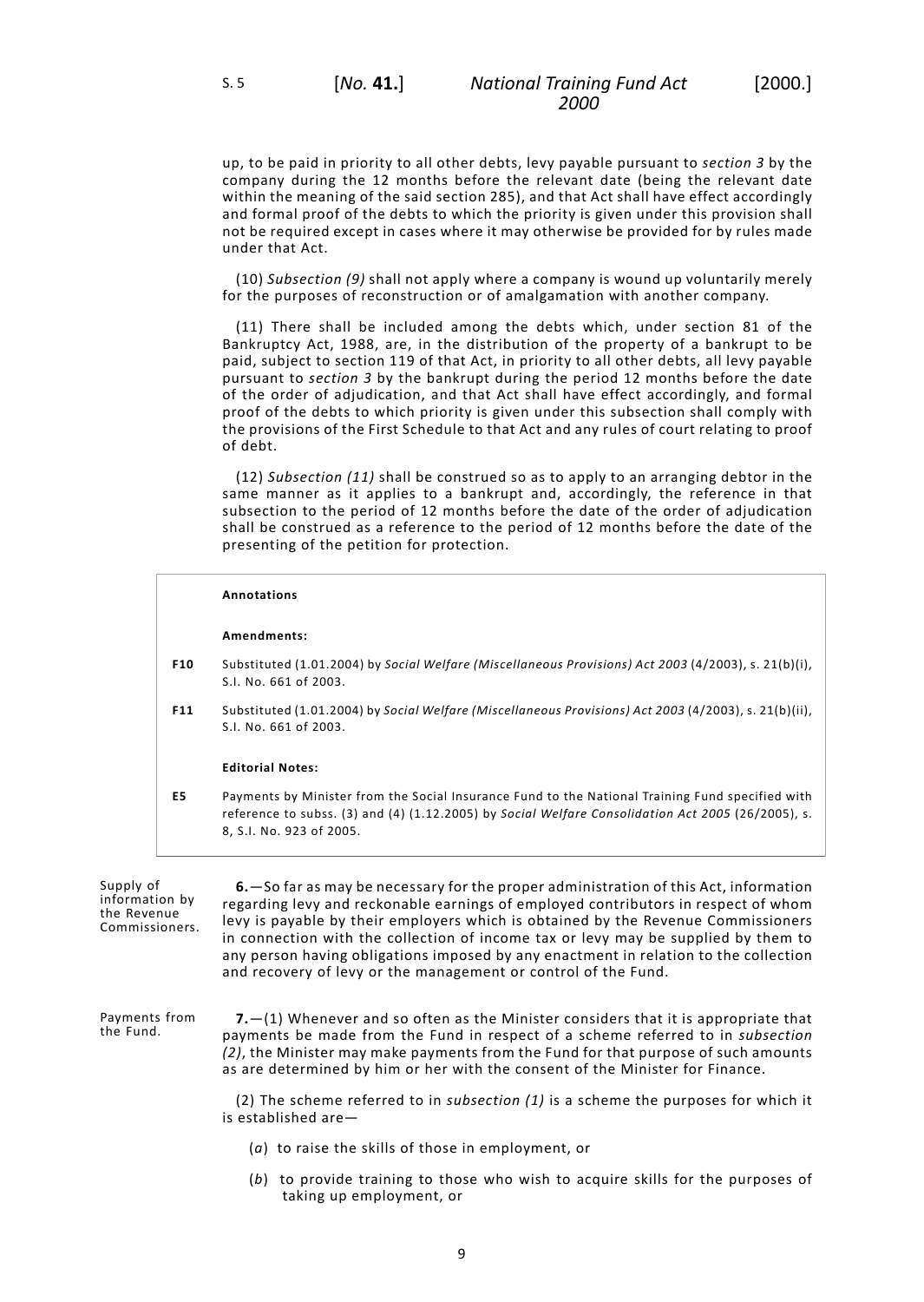up, to be paid in priority to all other debts, levy payable pursuant to *section 3* by the company during the 12 months before the relevant date (being the relevant date within the meaning of the said section 285), and that Act shall have effect accordingly and formal proof of the debts to which the priority is given under this provision shall not be required except in cases where it may otherwise be provided for by rules made under that Act.

(10) *Subsection (9)* shall not apply where a company is wound up voluntarily merely for the purposes of reconstruction or of amalgamation with another company.

(11) There shall be included among the debts which, under section 81 of the Bankruptcy Act, 1988, are, in the distribution of the property of a bankrupt to be paid, subject to section 119 of that Act, in priority to all other debts, all levy payable pursuant to *section 3* by the bankrupt during the period 12 months before the date of the order of adjudication, and that Act shall have effect accordingly, and formal proof of the debts to which priority is given under this subsection shall comply with the provisions of the First Schedule to that Act and any rules of court relating to proof of debt.

(12) *Subsection (11)* shall be construed so as to apply to an arranging debtor in the same manner as it applies to a bankrupt and, accordingly, the reference in that subsection to the period of 12 months before the date of the order of adjudication shall be construed as a reference to the period of 12 months before the date of the presenting of the petition for protection.

**Annotations**

**Amendments:**

**F10** Substituted (1.01.2004) by *Social Welfare (Miscellaneous Provisions) Act 2003* (4/2003), s. 21(b)(i), S.I. No. 661 of 2003.

**F11** Substituted (1.01.2004) by *Social Welfare (Miscellaneous Provisions) Act 2003* (4/2003), s. 21(b)(ii), S.I. No. 661 of 2003.

**Editorial Notes:**

**E5** Payments by Minister from the Social Insurance Fund to the National Training Fund specified with reference to subss. (3) and (4) (1.12.2005) by *Social Welfare Consolidation Act 2005* (26/2005), s. 8, S.I. No. 923 of 2005.

Supply of information by the Revenue Commissioners.

**6.**—So far as may be necessary for the proper administration of this Act, information regarding levy and reckonable earnings of employed contributors in respect of whom levy is payable by their employers which is obtained by the Revenue Commissioners in connection with the collection of income tax or levy may be supplied by them to any person having obligations imposed by any enactment in relation to the collection and recovery of levy or the management or control of the Fund.

Payments from the Fund.

**7.**—(1) Whenever and so often as the Minister considers that it is appropriate that payments be made from the Fund in respect of a scheme referred to in *subsection (2)*, the Minister may make payments from the Fund for that purpose of such amounts as are determined by him or her with the consent of the Minister for Finance.

(2) The scheme referred to in *subsection (1)* is a scheme the purposes for which it is established are—

(*a*) to raise the skills of those in employment, or

(*b*) to provide training to those who wish to acquire skills for the purposes of taking up employment, or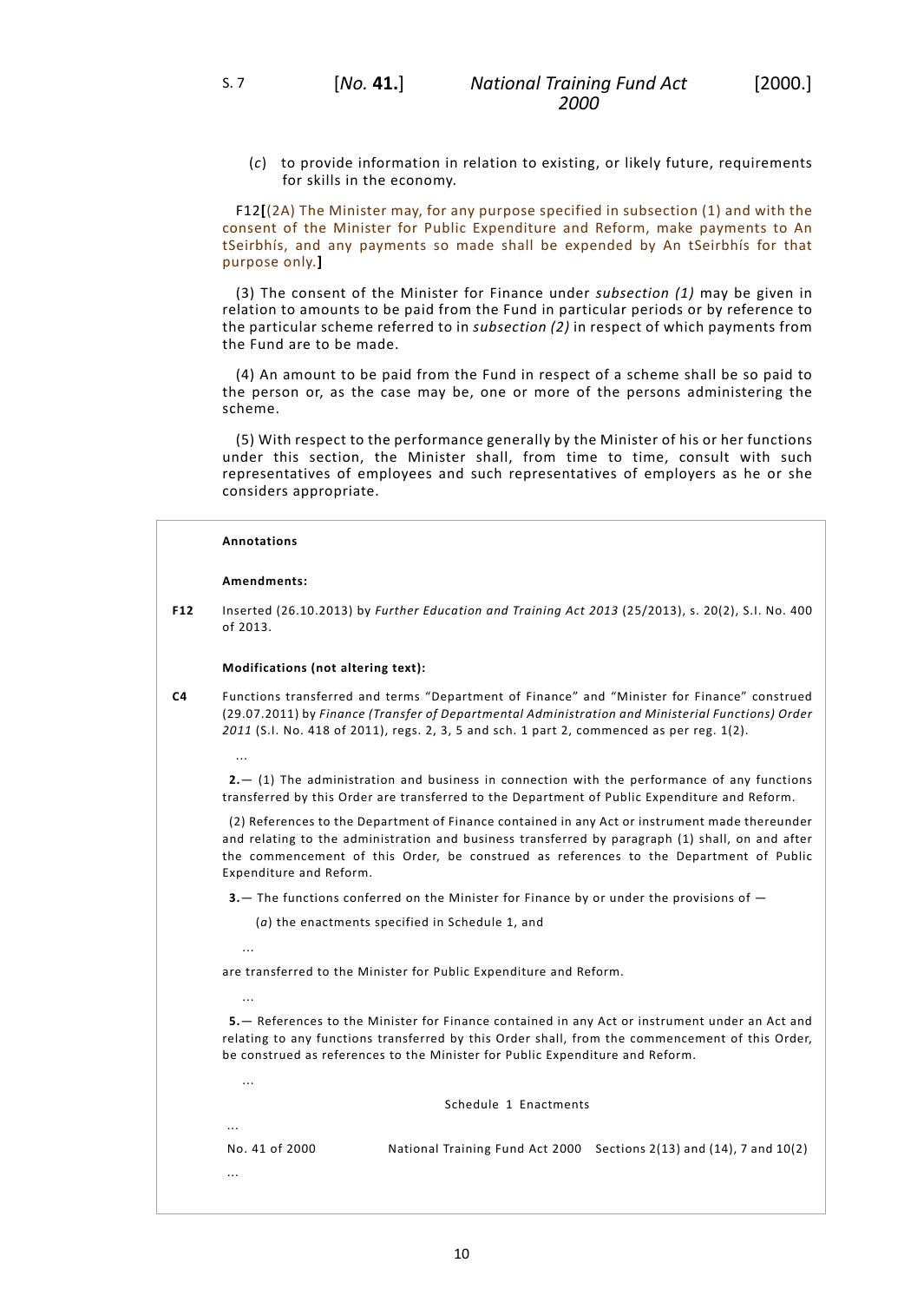(*c*) to provide information in relation to existing, or likely future, requirements for skills in the economy.

F12[(2A) The Minister may, for any purpose specified in subsection (1) and with the consent of the Minister for Public Expenditure and Reform, make payments to An tSeirbhís, and any payments so made shall be expended by An tSeirbhís for that purpose only.]

(3) The consent of the Minister for Finance under *subsection (1)* may be given in relation to amounts to be paid from the Fund in particular periods or by reference to the particular scheme referred to in *subsection (2)* in respect of which payments from the Fund are to be made.

(4) An amount to be paid from the Fund in respect of a scheme shall be so paid to the person or, as the case may be, one or more of the persons administering the scheme.

(5) With respect to the performance generally by the Minister of his or her functions under this section, the Minister shall, from time to time, consult with such representatives of employees and such representatives of employers as he or she considers appropriate.

**Annotations**

**Amendments:**

**F12** Inserted (26.10.2013) by *Further Education and Training Act 2013* (25/2013), s. 20(2), S.I. No. 400 of 2013.

**Modifications (not altering text):**

**C4** Functions transferred and terms "Department of Finance" and "Minister for Finance" construed (29.07.2011) by *Finance (Transfer of Departmental Administration and Ministerial Functions) Order 2011* (S.I. No. 418 of 2011), regs. 2, 3, 5 and sch. 1 part 2, commenced as per reg. 1(2).

...

**2.**— (1) The administration and business in connection with the performance of any functions transferred by this Order are transferred to the Department of Public Expenditure and Reform.

(2) References to the Department of Finance contained in any Act or instrument made thereunder and relating to the administration and business transferred by paragraph (1) shall, on and after the commencement of this Order, be construed as references to the Department of Public Expenditure and Reform.

**3.**— The functions conferred on the Minister for Finance by or under the provisions of —

(*a*) the enactments specified in Schedule 1, and

...

are transferred to the Minister for Public Expenditure and Reform.

...

**5.**— References to the Minister for Finance contained in any Act or instrument under an Act and relating to any functions transferred by this Order shall, from the commencement of this Order, be construed as references to the Minister for Public Expenditure and Reform.

...

Schedule 1 Enactments

...

| | | |
|---|---|---|
| No. 41 of 2000 | National Training Fund Act 2000 | Sections 2(13) and (14), 7 and 10(2) |

...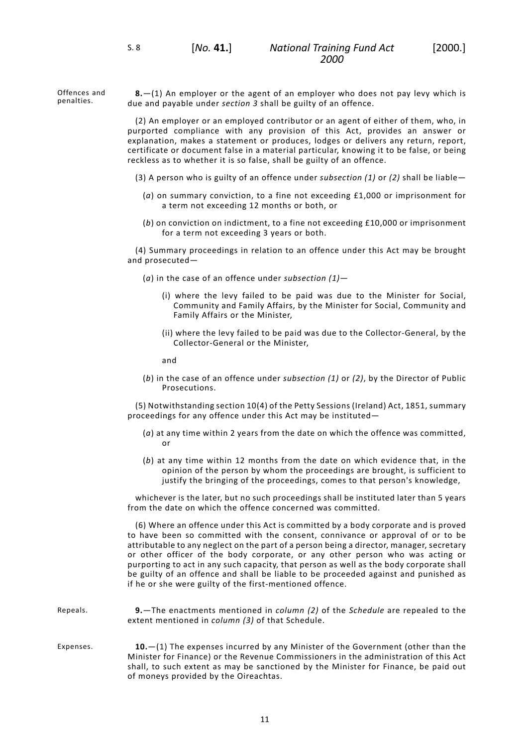Offences and penalties.

**8.**—(1) An employer or the agent of an employer who does not pay levy which is due and payable under *section 3* shall be guilty of an offence.

(2) An employer or an employed contributor or an agent of either of them, who, in purported compliance with any provision of this Act, provides an answer or explanation, makes a statement or produces, lodges or delivers any return, report, certificate or document false in a material particular, knowing it to be false, or being reckless as to whether it is so false, shall be guilty of an offence.

(3) A person who is guilty of an offence under *subsection (1)* or *(2)* shall be liable—

(*a*) on summary conviction, to a fine not exceeding £1,000 or imprisonment for a term not exceeding 12 months or both, or

(*b*) on conviction on indictment, to a fine not exceeding £10,000 or imprisonment for a term not exceeding 3 years or both.

(4) Summary proceedings in relation to an offence under this Act may be brought and prosecuted—

(*a*) in the case of an offence under *subsection (1)*—

(i) where the levy failed to be paid was due to the Minister for Social, Community and Family Affairs, by the Minister for Social, Community and Family Affairs or the Minister,

(ii) where the levy failed to be paid was due to the Collector-General, by the Collector-General or the Minister,

and

(*b*) in the case of an offence under *subsection (1)* or *(2)*, by the Director of Public Prosecutions.

(5) Notwithstanding section 10(4) of the Petty Sessions (Ireland) Act, 1851, summary proceedings for any offence under this Act may be instituted—

(*a*) at any time within 2 years from the date on which the offence was committed, or

(*b*) at any time within 12 months from the date on which evidence that, in the opinion of the person by whom the proceedings are brought, is sufficient to justify the bringing of the proceedings, comes to that person's knowledge,

whichever is the later, but no such proceedings shall be instituted later than 5 years from the date on which the offence concerned was committed.

(6) Where an offence under this Act is committed by a body corporate and is proved to have been so committed with the consent, connivance or approval of or to be attributable to any neglect on the part of a person being a director, manager, secretary or other officer of the body corporate, or any other person who was acting or purporting to act in any such capacity, that person as well as the body corporate shall be guilty of an offence and shall be liable to be proceeded against and punished as if he or she were guilty of the first-mentioned offence.

Repeals.

**9.**—The enactments mentioned in *column (2)* of the *Schedule* are repealed to the extent mentioned in *column (3)* of that Schedule.

Expenses.

**10.**—(1) The expenses incurred by any Minister of the Government (other than the Minister for Finance) or the Revenue Commissioners in the administration of this Act shall, to such extent as may be sanctioned by the Minister for Finance, be paid out of moneys provided by the Oireachtas.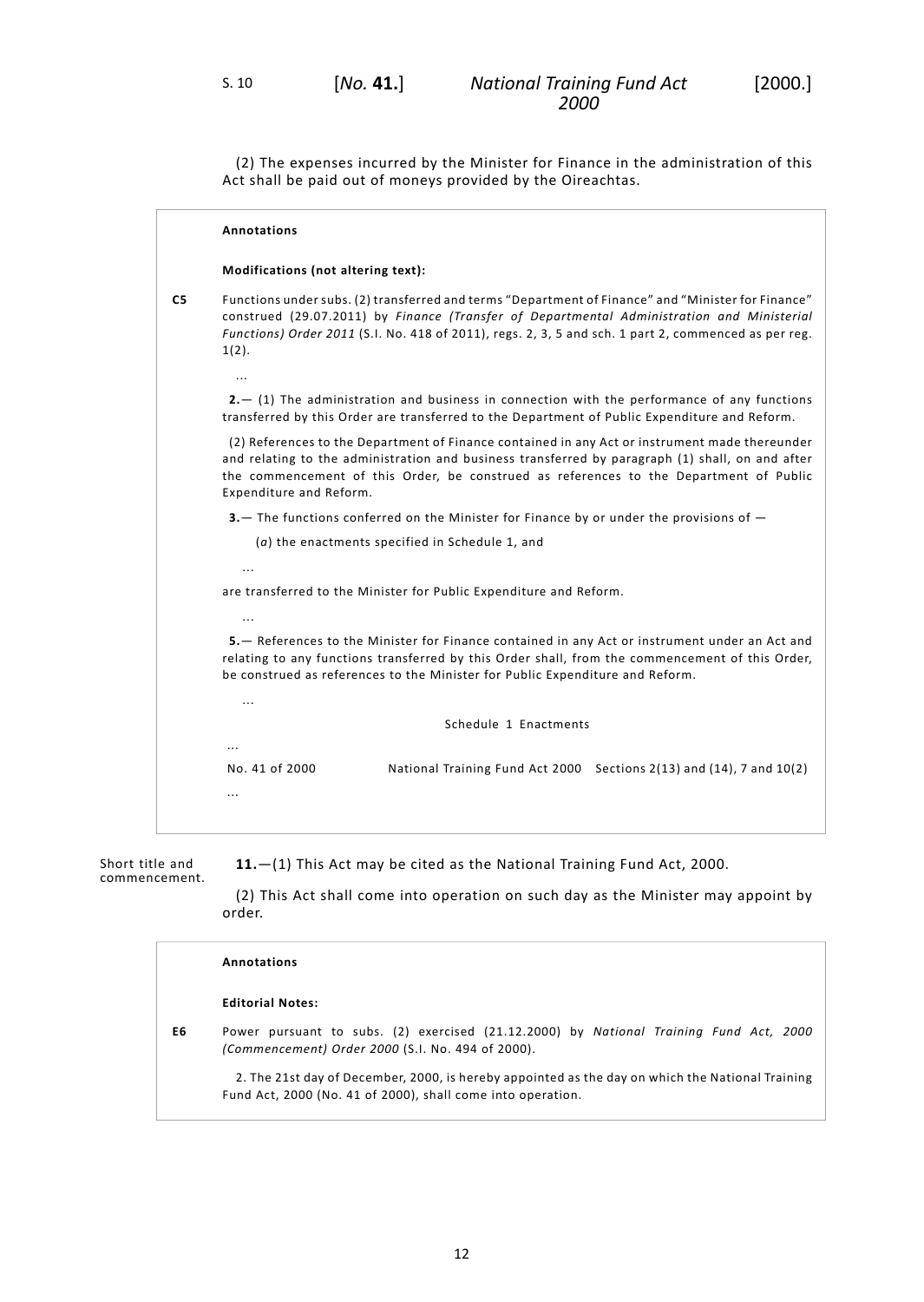(2) The expenses incurred by the Minister for Finance in the administration of this Act shall be paid out of moneys provided by the Oireachtas.

**Annotations**

**Modifications (not altering text):**

**C5** Functions under subs. (2) transferred and terms "Department of Finance" and "Minister for Finance" construed (29.07.2011) by *Finance (Transfer of Departmental Administration and Ministerial Functions) Order 2011* (S.I. No. 418 of 2011), regs. 2, 3, 5 and sch. 1 part 2, commenced as per reg. 1(2).

...

**2.**— (1) The administration and business in connection with the performance of any functions transferred by this Order are transferred to the Department of Public Expenditure and Reform.

(2) References to the Department of Finance contained in any Act or instrument made thereunder and relating to the administration and business transferred by paragraph (1) shall, on and after the commencement of this Order, be construed as references to the Department of Public Expenditure and Reform.

**3.**— The functions conferred on the Minister for Finance by or under the provisions of —

(*a*) the enactments specified in Schedule 1, and

...

are transferred to the Minister for Public Expenditure and Reform.

...

**5.**— References to the Minister for Finance contained in any Act or instrument under an Act and relating to any functions transferred by this Order shall, from the commencement of this Order, be construed as references to the Minister for Public Expenditure and Reform.

...

Schedule 1 Enactments

...

| No. 41 of 2000 | National Training Fund Act 2000 | Sections 2(13) and (14), 7 and 10(2) |
|---|---|---|

...

Short title and commencement.

**11.**—(1) This Act may be cited as the National Training Fund Act, 2000.

(2) This Act shall come into operation on such day as the Minister may appoint by order.

**Annotations**

**Editorial Notes:**

**E6** Power pursuant to subs. (2) exercised (21.12.2000) by *National Training Fund Act, 2000 (Commencement) Order 2000* (S.I. No. 494 of 2000).

2. The 21st day of December, 2000, is hereby appointed as the day on which the National Training Fund Act, 2000 (No. 41 of 2000), shall come into operation.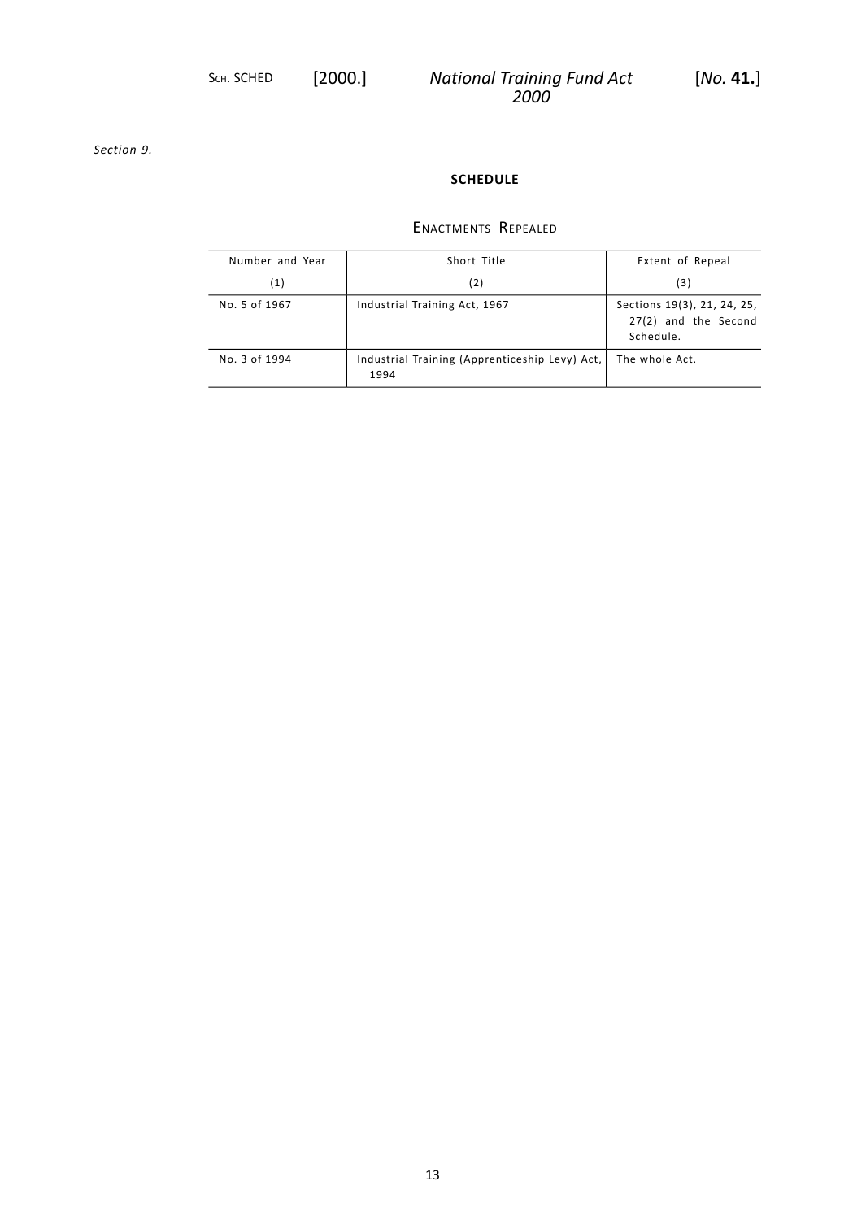*Section 9.*

**SCHEDULE**

ENACTMENTS REPEALED

| Number and Year (1) | Short Title (2) | Extent of Repeal (3) |
| --- | --- | --- |
| No. 5 of 1967 | Industrial Training Act, 1967 | Sections 19(3), 21, 24, 25, 27(2) and the Second Schedule. |
| No. 3 of 1994 | Industrial Training (Apprenticeship Levy) Act, 1994 | The whole Act. |